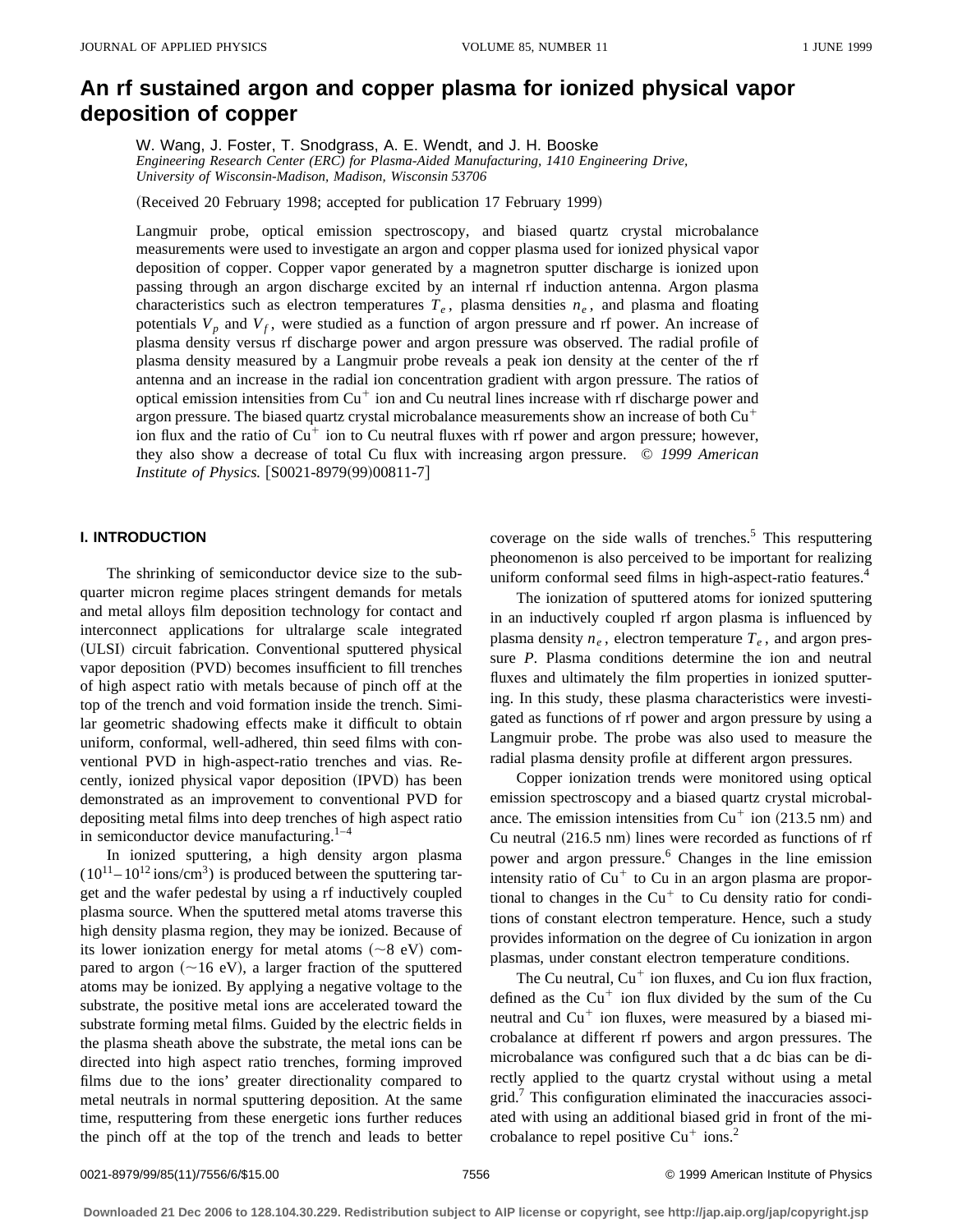# An rf sustained argon and copper plasma for ionized physical vapor deposition of copper

W. Wang, J. Foster, T. Snodgrass, A. E. Wendt, and J. H. Booske

*Engineering Research Center (ERC) for Plasma-Aided Manufacturing, 1410 Engineering Drive, University of Wisconsin-Madison, Madison, Wisconsin 53706*

(Received 20 February 1998; accepted for publication 17 February 1999)

Langmuir probe, optical emission spectroscopy, and biased quartz crystal microbalance measurements were used to investigate an argon and copper plasma used for ionized physical vapor deposition of copper. Copper vapor generated by a magnetron sputter discharge is ionized upon passing through an argon discharge excited by an internal rf induction antenna. Argon plasma characteristics such as electron temperatures $T_e$, plasma densities $n_e$, and plasma and floating potentials $V_p$ and $V_f$, were studied as a function of argon pressure and rf power. An increase of plasma density versus rf discharge power and argon pressure was observed. The radial profile of plasma density measured by a Langmuir probe reveals a peak ion density at the center of the rf antenna and an increase in the radial ion concentration gradient with argon pressure. The ratios of optical emission intensities from $Cu^+$ ion and Cu neutral lines increase with rf discharge power and argon pressure. The biased quartz crystal microbalance measurements show an increase of both $Cu^+$ ion flux and the ratio of $Cu^+$ ion to Cu neutral fluxes with rf power and argon pressure; however, they also show a decrease of total Cu flux with increasing argon pressure. © *1999 American Institute of Physics.* [S0021-8979(99)00811-7]

## I. INTRODUCTION

The shrinking of semiconductor device size to the sub-quarter micron regime places stringent demands for metals and metal alloys film deposition technology for contact and interconnect applications for ultralarge scale integrated (ULSI) circuit fabrication. Conventional sputtered physical vapor deposition (PVD) becomes insufficient to fill trenches of high aspect ratio with metals because of pinch off at the top of the trench and void formation inside the trench. Similar geometric shadowing effects make it difficult to obtain uniform, conformal, well-adhered, thin seed films with conventional PVD in high-aspect-ratio trenches and vias. Recently, ionized physical vapor deposition (IPVD) has been demonstrated as an improvement to conventional PVD for depositing metal films into deep trenches of high aspect ratio in semiconductor device manufacturing.[1–4]

In ionized sputtering, a high density argon plasma ($10^{11}$–$10^{12}$ ions/cm$^3$) is produced between the sputtering target and the wafer pedestal by using a rf inductively coupled plasma source. When the sputtered metal atoms traverse this high density plasma region, they may be ionized. Because of its lower ionization energy for metal atoms (~8 eV) compared to argon (~16 eV), a larger fraction of the sputtered atoms may be ionized. By applying a negative voltage to the substrate, the positive metal ions are accelerated toward the substrate forming metal films. Guided by the electric fields in the plasma sheath above the substrate, the metal ions can be directed into high aspect ratio trenches, forming improved films due to the ions' greater directionality compared to metal neutrals in normal sputtering deposition. At the same time, resputtering from these energetic ions further reduces the pinch off at the top of the trench and leads to better coverage on the side walls of trenches.[5] This resputtering pheonomenon is also perceived to be important for realizing uniform conformal seed films in high-aspect-ratio features.[4]

The ionization of sputtered atoms for ionized sputtering in an inductively coupled rf argon plasma is influenced by plasma density $n_e$, electron temperature $T_e$, and argon pressure *P*. Plasma conditions determine the ion and neutral fluxes and ultimately the film properties in ionized sputtering. In this study, these plasma characteristics were investigated as functions of rf power and argon pressure by using a Langmuir probe. The probe was also used to measure the radial plasma density profile at different argon pressures.

Copper ionization trends were monitored using optical emission spectroscopy and a biased quartz crystal microbalance. The emission intensities from $Cu^+$ ion (213.5 nm) and Cu neutral (216.5 nm) lines were recorded as functions of rf power and argon pressure.[6] Changes in the line emission intensity ratio of $Cu^+$ to Cu in an argon plasma are proportional to changes in the $Cu^+$ to Cu density ratio for conditions of constant electron temperature. Hence, such a study provides information on the degree of Cu ionization in argon plasmas, under constant electron temperature conditions.

The Cu neutral, $Cu^+$ ion fluxes, and Cu ion flux fraction, defined as the $Cu^+$ ion flux divided by the sum of the Cu neutral and $Cu^+$ ion fluxes, were measured by a biased microbalance at different rf powers and argon pressures. The microbalance was configured such that a dc bias can be directly applied to the quartz crystal without using a metal grid.[7] This configuration eliminated the inaccuracies associated with using an additional biased grid in front of the microbalance to repel positive $Cu^+$ ions.[2]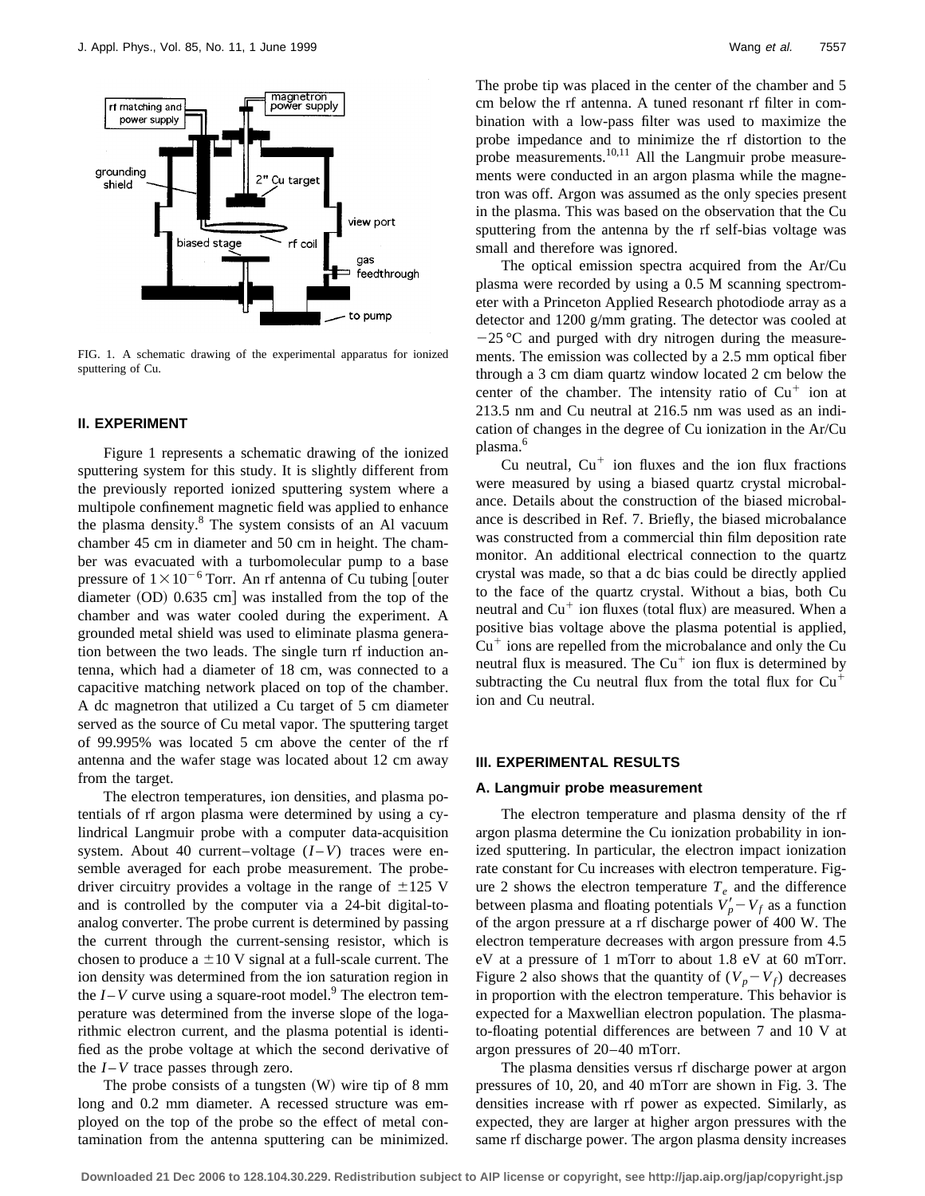FIG. 1. A schematic drawing of the experimental apparatus for ionized sputtering of Cu.

## II. EXPERIMENT

Figure 1 represents a schematic drawing of the ionized sputtering system for this study. It is slightly different from the previously reported ionized sputtering system where a multipole confinement magnetic field was applied to enhance the plasma density.[8] The system consists of an Al vacuum chamber 45 cm in diameter and 50 cm in height. The chamber was evacuated with a turbomolecular pump to a base pressure of $1\times10^{-6}$ Torr. An rf antenna of Cu tubing [outer diameter (OD) 0.635 cm] was installed from the top of the chamber and was water cooled during the experiment. A grounded metal shield was used to eliminate plasma generation between the two leads. The single turn rf induction antenna, which had a diameter of 18 cm, was connected to a capacitive matching network placed on top of the chamber. A dc magnetron that utilized a Cu target of 5 cm diameter served as the source of Cu metal vapor. The sputtering target of 99.995% was located 5 cm above the center of the rf antenna and the wafer stage was located about 12 cm away from the target.

The electron temperatures, ion densities, and plasma potentials of rf argon plasma were determined by using a cylindrical Langmuir probe with a computer data-acquisition system. About 40 current–voltage ($I$–$V$) traces were ensemble averaged for each probe measurement. The probe-driver circuitry provides a voltage in the range of $\pm125$ V and is controlled by the computer via a 24-bit digital-to-analog converter. The probe current is determined by passing the current through the current-sensing resistor, which is chosen to produce a $\pm10$ V signal at a full-scale current. The ion density was determined from the ion saturation region in the $I$–$V$ curve using a square-root model.[9] The electron temperature was determined from the inverse slope of the logarithmic electron current, and the plasma potential is identified as the probe voltage at which the second derivative of the $I$–$V$ trace passes through zero.

The probe consists of a tungsten (W) wire tip of 8 mm long and 0.2 mm diameter. A recessed structure was employed on the top of the probe so the effect of metal contamination from the antenna sputtering can be minimized. The probe tip was placed in the center of the chamber and 5 cm below the rf antenna. A tuned resonant rf filter in combination with a low-pass filter was used to maximize the probe impedance and to minimize the rf distortion to the probe measurements.[10,11] All the Langmuir probe measurements were conducted in an argon plasma while the magnetron was off. Argon was assumed as the only species present in the plasma. This was based on the observation that the Cu sputtering from the antenna by the rf self-bias voltage was small and therefore was ignored.

The optical emission spectra acquired from the Ar/Cu plasma were recorded by using a 0.5 M scanning spectrometer with a Princeton Applied Research photodiode array as a detector and 1200 g/mm grating. The detector was cooled at $-25\,°\mathrm{C}$ and purged with dry nitrogen during the measurements. The emission was collected by a 2.5 mm optical fiber through a 3 cm diam quartz window located 2 cm below the center of the chamber. The intensity ratio of $Cu^+$ ion at 213.5 nm and Cu neutral at 216.5 nm was used as an indication of changes in the degree of Cu ionization in the Ar/Cu plasma.[6]

Cu neutral, $Cu^+$ ion fluxes and the ion flux fractions were measured by using a biased quartz crystal microbalance. Details about the construction of the biased microbalance is described in Ref. 7. Briefly, the biased microbalance was constructed from a commercial thin film deposition rate monitor. An additional electrical connection to the quartz crystal was made, so that a dc bias could be directly applied to the face of the quartz crystal. Without a bias, both Cu neutral and $Cu^+$ ion fluxes (total flux) are measured. When a positive bias voltage above the plasma potential is applied, $Cu^+$ ions are repelled from the microbalance and only the Cu neutral flux is measured. The $Cu^+$ ion flux is determined by subtracting the Cu neutral flux from the total flux for $Cu^+$ ion and Cu neutral.

## III. EXPERIMENTAL RESULTS

### A. Langmuir probe measurement

The electron temperature and plasma density of the rf argon plasma determine the Cu ionization probability in ionized sputtering. In particular, the electron impact ionization rate constant for Cu increases with electron temperature. Figure 2 shows the electron temperature $T_e$ and the difference between plasma and floating potentials $V_p'-V_f$ as a function of the argon pressure at a rf discharge power of 400 W. The electron temperature decreases with argon pressure from 4.5 eV at a pressure of 1 mTorr to about 1.8 eV at 60 mTorr. Figure 2 also shows that the quantity of $(V_p-V_f)$ decreases in proportion with the electron temperature. This behavior is expected for a Maxwellian electron population. The plasma-to-floating potential differences are between 7 and 10 V at argon pressures of 20–40 mTorr.

The plasma densities versus rf discharge power at argon pressures of 10, 20, and 40 mTorr are shown in Fig. 3. The densities increase with rf power as expected. Similarly, as expected, they are larger at higher argon pressures with the same rf discharge power. The argon plasma density increases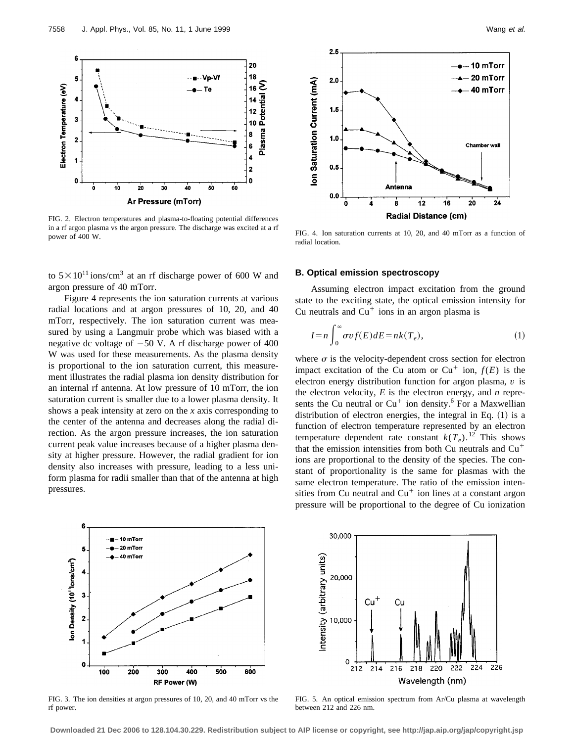FIG. 2. Electron temperatures and plasma-to-floating potential differences in a rf argon plasma vs the argon pressure. The discharge was excited at a rf power of 400 W.

to $5\times10^{11}$ ions/cm$^3$ at an rf discharge power of 600 W and argon pressure of 40 mTorr.

Figure 4 represents the ion saturation currents at various radial locations and at argon pressures of 10, 20, and 40 mTorr, respectively. The ion saturation current was measured by using a Langmuir probe which was biased with a negative dc voltage of $-50$ V. A rf discharge power of 400 W was used for these measurements. As the plasma density is proportional to the ion saturation current, this measurement illustrates the radial plasma ion density distribution for an internal rf antenna. At low pressure of 10 mTorr, the ion saturation current is smaller due to a lower plasma density. It shows a peak intensity at zero on the $x$ axis corresponding to the center of the antenna and decreases along the radial direction. As the argon pressure increases, the ion saturation current peak value increases because of a higher plasma density at higher pressure. However, the radial gradient for ion density also increases with pressure, leading to a less uniform plasma for radii smaller than that of the antenna at high pressures.

FIG. 3. The ion densities at argon pressures of 10, 20, and 40 mTorr vs the rf power.

FIG. 4. Ion saturation currents at 10, 20, and 40 mTorr as a function of radial location.

### B. Optical emission spectroscopy

Assuming electron impact excitation from the ground state to the exciting state, the optical emission intensity for Cu neutrals and $Cu^+$ ions in an argon plasma is

$$I=n\int_0^\infty \sigma v f(E)dE=nk(T_e), \tag{1}$$

where $\sigma$ is the velocity-dependent cross section for electron impact excitation of the Cu atom or $Cu^+$ ion, $f(E)$ is the electron energy distribution function for argon plasma, $v$ is the electron velocity, $E$ is the electron energy, and $n$ represents the Cu neutral or $Cu^+$ ion density.[6] For a Maxwellian distribution of electron energies, the integral in Eq. (1) is a function of electron temperature represented by an electron temperature dependent rate constant $k(T_e)$.[12] This shows that the emission intensities from both Cu neutrals and $Cu^+$ ions are proportional to the density of the species. The constant of proportionality is the same for plasmas with the same electron temperature. The ratio of the emission intensities from Cu neutral and $Cu^+$ ion lines at a constant argon pressure will be proportional to the degree of Cu ionization

FIG. 5. An optical emission spectrum from Ar/Cu plasma at wavelength between 212 and 226 nm.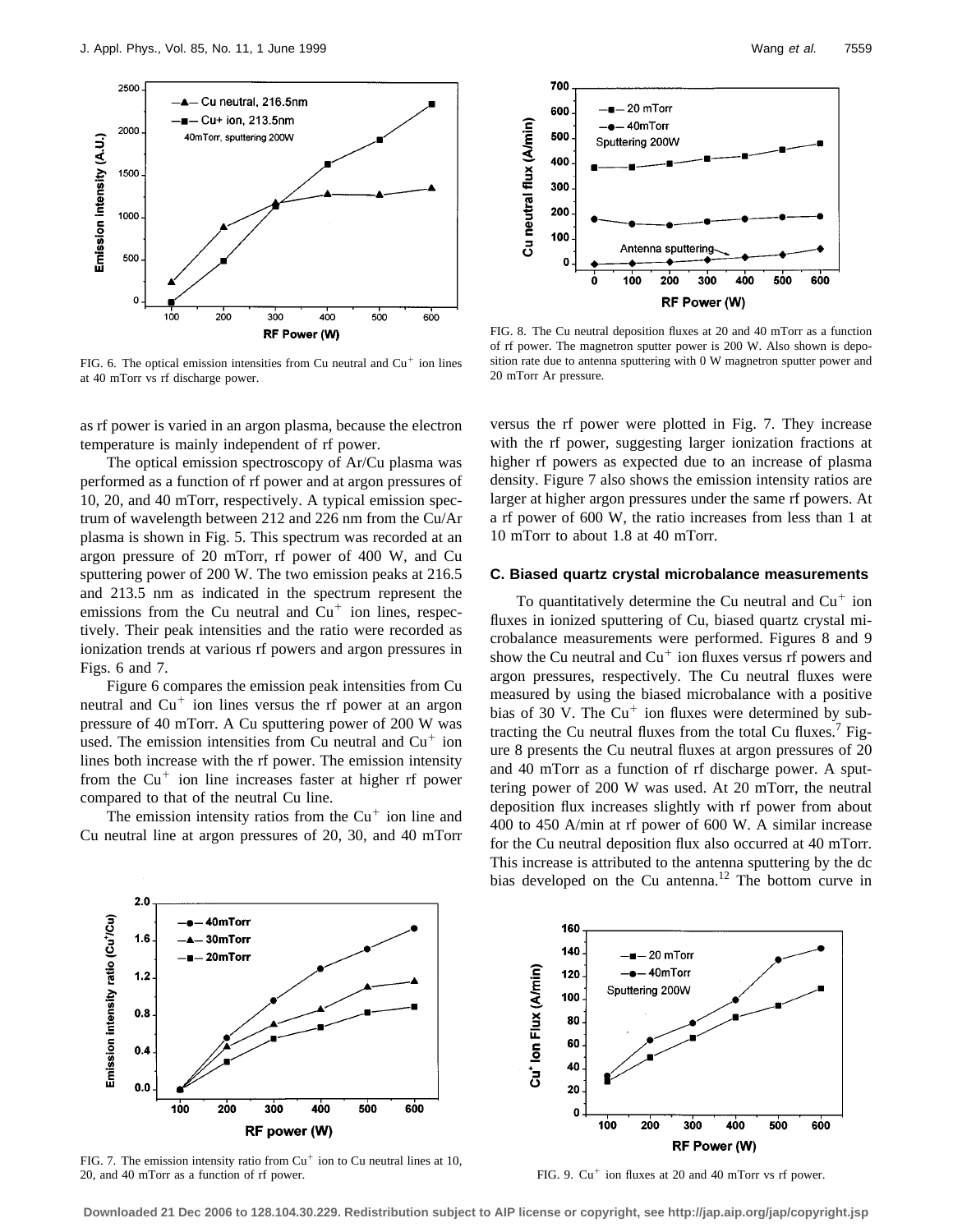FIG. 6. The optical emission intensities from Cu neutral and $Cu^+$ ion lines at 40 mTorr vs rf discharge power.

FIG. 8. The Cu neutral deposition fluxes at 20 and 40 mTorr as a function of rf power. The magnetron sputter power is 200 W. Also shown is deposition rate due to antenna sputtering with 0 W magnetron sputter power and 20 mTorr Ar pressure.

as rf power is varied in an argon plasma, because the electron temperature is mainly independent of rf power.

The optical emission spectroscopy of Ar/Cu plasma was performed as a function of rf power and at argon pressures of 10, 20, and 40 mTorr, respectively. A typical emission spectrum of wavelength between 212 and 226 nm from the Cu/Ar plasma is shown in Fig. 5. This spectrum was recorded at an argon pressure of 20 mTorr, rf power of 400 W, and Cu sputtering power of 200 W. The two emission peaks at 216.5 and 213.5 nm as indicated in the spectrum represent the emissions from the Cu neutral and $Cu^+$ ion lines, respectively. Their peak intensities and the ratio were recorded as ionization trends at various rf powers and argon pressures in Figs. 6 and 7.

Figure 6 compares the emission peak intensities from Cu neutral and $Cu^+$ ion lines versus the rf power at an argon pressure of 40 mTorr. A Cu sputtering power of 200 W was used. The emission intensities from Cu neutral and $Cu^+$ ion lines both increase with the rf power. The emission intensity from the $Cu^+$ ion line increases faster at higher rf power compared to that of the neutral Cu line.

The emission intensity ratios from the $Cu^+$ ion line and Cu neutral line at argon pressures of 20, 30, and 40 mTorr versus the rf power were plotted in Fig. 7. They increase with the rf power, suggesting larger ionization fractions at higher rf powers as expected due to an increase of plasma density. Figure 7 also shows the emission intensity ratios are larger at higher argon pressures under the same rf powers. At a rf power of 600 W, the ratio increases from less than 1 at 10 mTorr to about 1.8 at 40 mTorr.

### C. Biased quartz crystal microbalance measurements

To quantitatively determine the Cu neutral and $Cu^+$ ion fluxes in ionized sputtering of Cu, biased quartz crystal microbalance measurements were performed. Figures 8 and 9 show the Cu neutral and $Cu^+$ ion fluxes versus rf powers and argon pressures, respectively. The Cu neutral fluxes were measured by using the biased microbalance with a positive bias of 30 V. The $Cu^+$ ion fluxes were determined by subtracting the Cu neutral fluxes from the total Cu fluxes.[7] Figure 8 presents the Cu neutral fluxes at argon pressures of 20 and 40 mTorr as a function of rf discharge power. A sputtering power of 200 W was used. At 20 mTorr, the neutral deposition flux increases slightly with rf power from about 400 to 450 A/min at rf power of 600 W. A similar increase for the Cu neutral deposition flux also occurred at 40 mTorr. This increase is attributed to the antenna sputtering by the dc bias developed on the Cu antenna.[12] The bottom curve in

FIG. 7. The emission intensity ratio from $Cu^+$ ion to Cu neutral lines at 10, 20, and 40 mTorr as a function of rf power.

FIG. 9. $Cu^+$ ion fluxes at 20 and 40 mTorr vs rf power.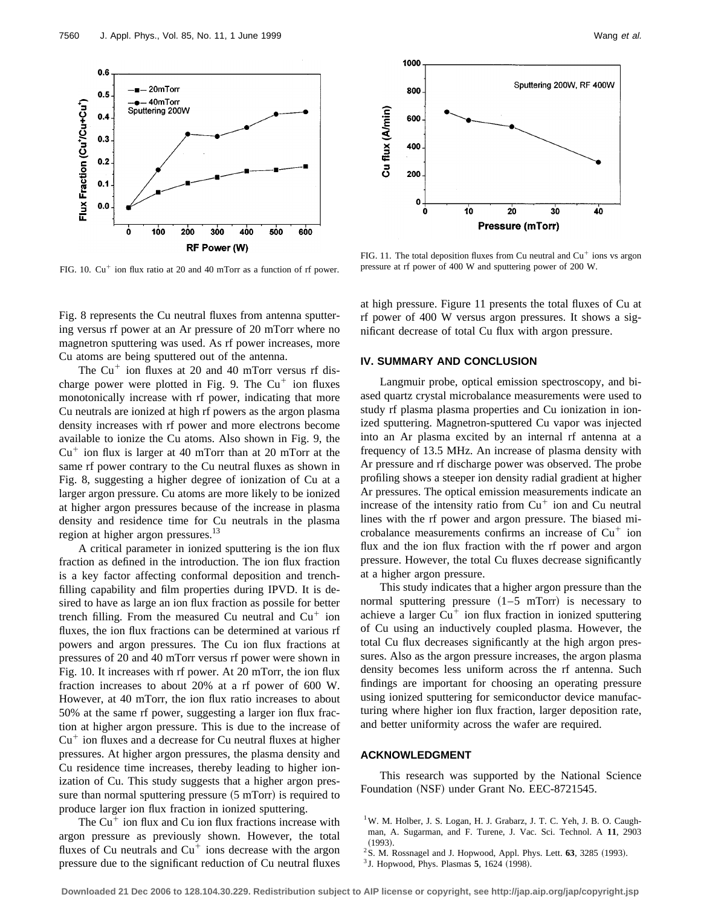FIG. 10. $Cu^+$ ion flux ratio at 20 and 40 mTorr as a function of rf power.

FIG. 11. The total deposition fluxes from Cu neutral and $Cu^+$ ions vs argon pressure at rf power of 400 W and sputtering power of 200 W.

Fig. 8 represents the Cu neutral fluxes from antenna sputtering versus rf power at an Ar pressure of 20 mTorr where no magnetron sputtering was used. As rf power increases, more Cu atoms are being sputtered out of the antenna.

The $Cu^+$ ion fluxes at 20 and 40 mTorr versus rf discharge power were plotted in Fig. 9. The $Cu^+$ ion fluxes monotonically increase with rf power, indicating that more Cu neutrals are ionized at high rf powers as the argon plasma density increases with rf power and more electrons become available to ionize the Cu atoms. Also shown in Fig. 9, the $Cu^+$ ion flux is larger at 40 mTorr than at 20 mTorr at the same rf power contrary to the Cu neutral fluxes as shown in Fig. 8, suggesting a higher degree of ionization of Cu at a larger argon pressure. Cu atoms are more likely to be ionized at higher argon pressures because of the increase in plasma density and residence time for Cu neutrals in the plasma region at higher argon pressures.[13]

A critical parameter in ionized sputtering is the ion flux fraction as defined in the introduction. The ion flux fraction is a key factor affecting conformal deposition and trench-filling capability and film properties during IPVD. It is desired to have as large an ion flux fraction as possile for better trench filling. From the measured Cu neutral and $Cu^+$ ion fluxes, the ion flux fractions can be determined at various rf powers and argon pressures. The Cu ion flux fractions at pressures of 20 and 40 mTorr versus rf power were shown in Fig. 10. It increases with rf power. At 20 mTorr, the ion flux fraction increases to about 20% at a rf power of 600 W. However, at 40 mTorr, the ion flux ratio increases to about 50% at the same rf power, suggesting a larger ion flux fraction at higher argon pressure. This is due to the increase of $Cu^+$ ion fluxes and a decrease for Cu neutral fluxes at higher pressures. At higher argon pressures, the plasma density and Cu residence time increases, thereby leading to higher ionization of Cu. This study suggests that a higher argon pressure than normal sputtering pressure (5 mTorr) is required to produce larger ion flux fraction in ionized sputtering.

The $Cu^+$ ion flux and Cu ion flux fractions increase with argon pressure as previously shown. However, the total fluxes of Cu neutrals and $Cu^+$ ions decrease with the argon pressure due to the significant reduction of Cu neutral fluxes at high pressure. Figure 11 presents the total fluxes of Cu at rf power of 400 W versus argon pressures. It shows a significant decrease of total Cu flux with argon pressure.

## IV. SUMMARY AND CONCLUSION

Langmuir probe, optical emission spectroscopy, and biased quartz crystal microbalance measurements were used to study rf plasma plasma properties and Cu ionization in ionized sputtering. Magnetron-sputtered Cu vapor was injected into an Ar plasma excited by an internal rf antenna at a frequency of 13.5 MHz. An increase of plasma density with Ar pressure and rf discharge power was observed. The probe profiling shows a steeper ion density radial gradient at higher Ar pressures. The optical emission measurements indicate an increase of the intensity ratio from $Cu^+$ ion and Cu neutral lines with the rf power and argon pressure. The biased microbalance measurements confirms an increase of $Cu^+$ ion flux and the ion flux fraction with the rf power and argon pressure. However, the total Cu fluxes decrease significantly at a higher argon pressure.

This study indicates that a higher argon pressure than the normal sputtering pressure (1–5 mTorr) is necessary to achieve a larger $Cu^+$ ion flux fraction in ionized sputtering of Cu using an inductively coupled plasma. However, the total Cu flux decreases significantly at the high argon pressures. Also as the argon pressure increases, the argon plasma density becomes less uniform across the rf antenna. Such findings are important for choosing an operating pressure using ionized sputtering for semiconductor device manufacturing where higher ion flux fraction, larger deposition rate, and better uniformity across the wafer are required.

## ACKNOWLEDGMENT

This research was supported by the National Science Foundation (NSF) under Grant No. EEC-8721545.

[1] W. M. Holber, J. S. Logan, H. J. Grabarz, J. T. C. Yeh, J. B. O. Caughman, A. Sugarman, and F. Turene, J. Vac. Sci. Technol. A **11**, 2903 (1993).

[2] S. M. Rossnagel and J. Hopwood, Appl. Phys. Lett. **63**, 3285 (1993).

[3] J. Hopwood, Phys. Plasmas **5**, 1624 (1998).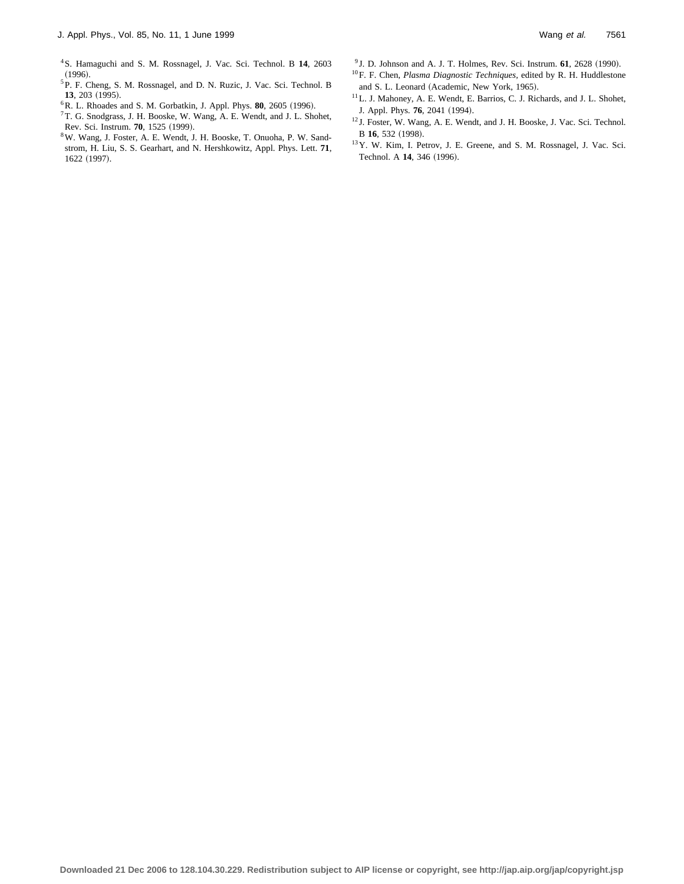[4] S. Hamaguchi and S. M. Rossnagel, J. Vac. Sci. Technol. B **14**, 2603 (1996).

[5] P. F. Cheng, S. M. Rossnagel, and D. N. Ruzic, J. Vac. Sci. Technol. B **13**, 203 (1995).

[6] R. L. Rhoades and S. M. Gorbatkin, J. Appl. Phys. **80**, 2605 (1996).

[7] T. G. Snodgrass, J. H. Booske, W. Wang, A. E. Wendt, and J. L. Shohet, Rev. Sci. Instrum. **70**, 1525 (1999).

[8] W. Wang, J. Foster, A. E. Wendt, J. H. Booske, T. Onuoha, P. W. Sandstrom, H. Liu, S. S. Gearhart, and N. Hershkowitz, Appl. Phys. Lett. **71**, 1622 (1997).

[9] J. D. Johnson and A. J. T. Holmes, Rev. Sci. Instrum. **61**, 2628 (1990).

[10] F. F. Chen, *Plasma Diagnostic Techniques*, edited by R. H. Huddlestone and S. L. Leonard (Academic, New York, 1965).

[11] L. J. Mahoney, A. E. Wendt, E. Barrios, C. J. Richards, and J. L. Shohet, J. Appl. Phys. **76**, 2041 (1994).

[12] J. Foster, W. Wang, A. E. Wendt, and J. H. Booske, J. Vac. Sci. Technol. B **16**, 532 (1998).

[13] Y. W. Kim, I. Petrov, J. E. Greene, and S. M. Rossnagel, J. Vac. Sci. Technol. A **14**, 346 (1996).